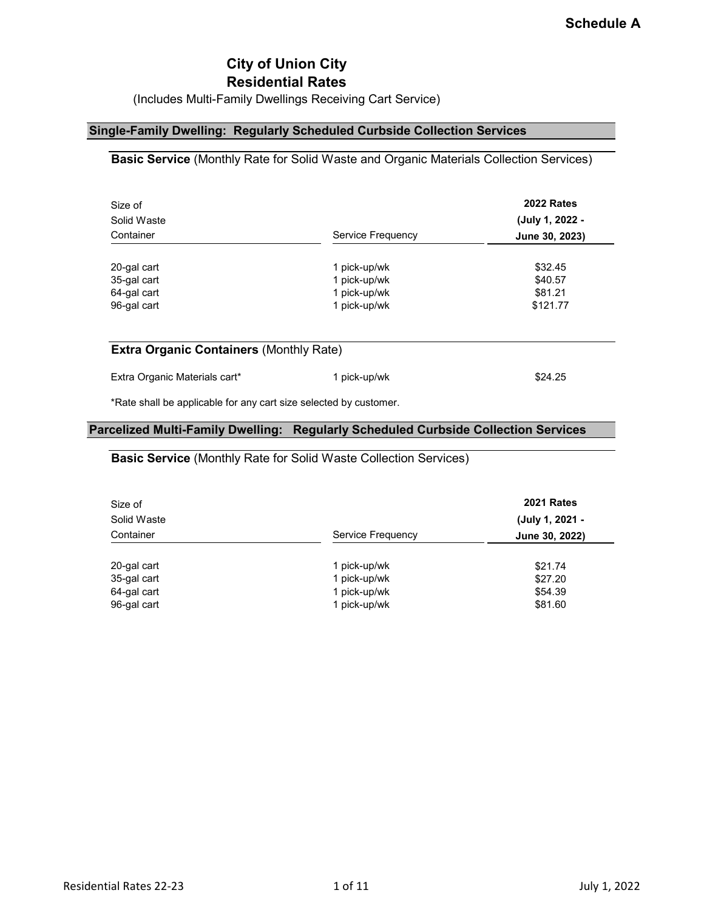**Schedule A**

# City of Union City
# Residential Rates

(Includes Multi-Family Dwellings Receiving Cart Service)

## Single-Family Dwelling: Regularly Scheduled Curbside Collection Services

### **Basic Service** (Monthly Rate for Solid Waste and Organic Materials Collection Services)

| Size of Solid Waste Container | Service Frequency | 2022 Rates (July 1, 2022 - June 30, 2023) |
|---|---|---|
| 20-gal cart | 1 pick-up/wk | $32.45 |
| 35-gal cart | 1 pick-up/wk | $40.57 |
| 64-gal cart | 1 pick-up/wk | $81.21 |
| 96-gal cart | 1 pick-up/wk | $121.77 |

### **Extra Organic Containers** (Monthly Rate)

| | | |
|---|---|---|
| Extra Organic Materials cart* | 1 pick-up/wk | $24.25 |

*Rate shall be applicable for any cart size selected by customer.

## Parcelized Multi-Family Dwelling: Regularly Scheduled Curbside Collection Services

### **Basic Service** (Monthly Rate for Solid Waste Collection Services)

| Size of Solid Waste Container | Service Frequency | 2021 Rates (July 1, 2021 - June 30, 2022) |
|---|---|---|
| 20-gal cart | 1 pick-up/wk | $21.74 |
| 35-gal cart | 1 pick-up/wk | $27.20 |
| 64-gal cart | 1 pick-up/wk | $54.39 |
| 96-gal cart | 1 pick-up/wk | $81.60 |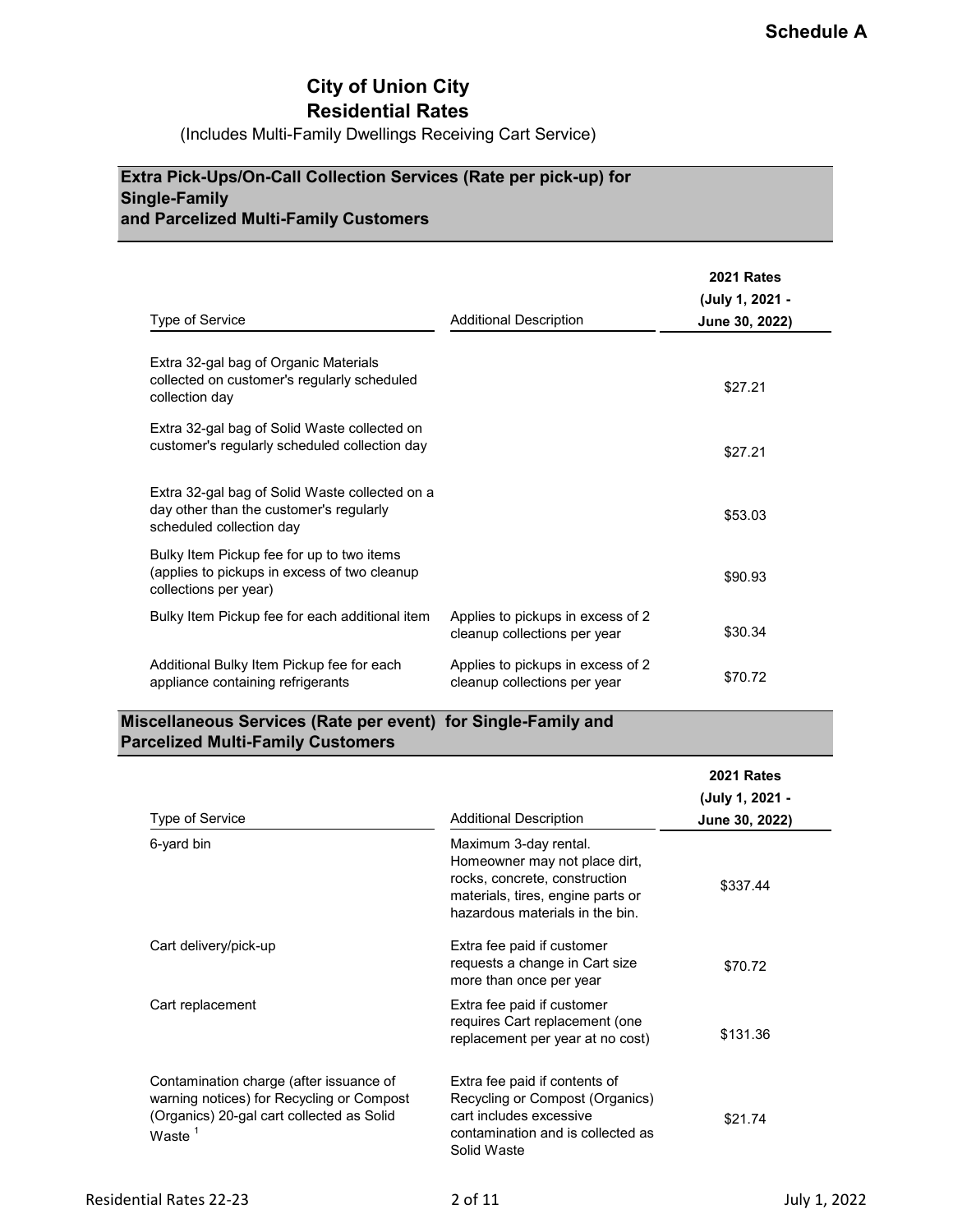**Schedule A**

# City of Union City
## Residential Rates

(Includes Multi-Family Dwellings Receiving Cart Service)

### Extra Pick-Ups/On-Call Collection Services (Rate per pick-up) for Single-Family and Parcelized Multi-Family Customers

| Type of Service | Additional Description | 2021 Rates (July 1, 2021 - June 30, 2022) |
|---|---|---|
| Extra 32-gal bag of Organic Materials collected on customer's regularly scheduled collection day | | $27.21 |
| Extra 32-gal bag of Solid Waste collected on customer's regularly scheduled collection day | | $27.21 |
| Extra 32-gal bag of Solid Waste collected on a day other than the customer's regularly scheduled collection day | | $53.03 |
| Bulky Item Pickup fee for up to two items (applies to pickups in excess of two cleanup collections per year) | | $90.93 |
| Bulky Item Pickup fee for each additional item | Applies to pickups in excess of 2 cleanup collections per year | $30.34 |
| Additional Bulky Item Pickup fee for each appliance containing refrigerants | Applies to pickups in excess of 2 cleanup collections per year | $70.72 |

### Miscellaneous Services (Rate per event) for Single-Family and Parcelized Multi-Family Customers

| Type of Service | Additional Description | 2021 Rates (July 1, 2021 - June 30, 2022) |
|---|---|---|
| 6-yard bin | Maximum 3-day rental. Homeowner may not place dirt, rocks, concrete, construction materials, tires, engine parts or hazardous materials in the bin. | $337.44 |
| Cart delivery/pick-up | Extra fee paid if customer requests a change in Cart size more than once per year | $70.72 |
| Cart replacement | Extra fee paid if customer requires Cart replacement (one replacement per year at no cost) | $131.36 |
| Contamination charge (after issuance of warning notices) for Recycling or Compost (Organics) 20-gal cart collected as Solid Waste [1] | Extra fee paid if contents of Recycling or Compost (Organics) cart includes excessive contamination and is collected as Solid Waste | $21.74 |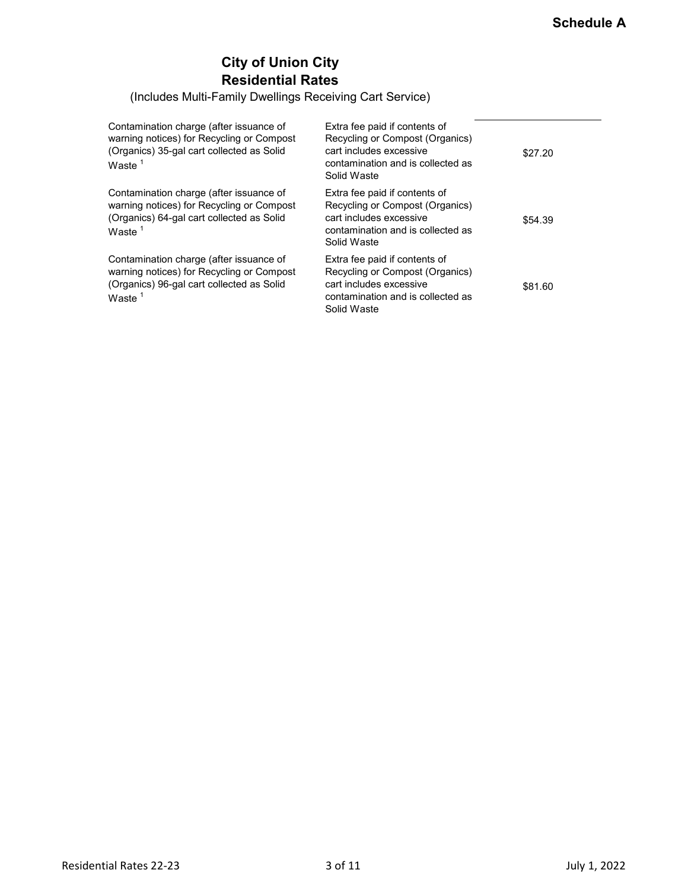**Schedule A**

# City of Union City
## Residential Rates

(Includes Multi-Family Dwellings Receiving Cart Service)

| | | |
|---|---|---|
| Contamination charge (after issuance of warning notices) for Recycling or Compost (Organics) 35-gal cart collected as Solid Waste [1] | Extra fee paid if contents of Recycling or Compost (Organics) cart includes excessive contamination and is collected as Solid Waste | $27.20 |
| Contamination charge (after issuance of warning notices) for Recycling or Compost (Organics) 64-gal cart collected as Solid Waste [1] | Extra fee paid if contents of Recycling or Compost (Organics) cart includes excessive contamination and is collected as Solid Waste | $54.39 |
| Contamination charge (after issuance of warning notices) for Recycling or Compost (Organics) 96-gal cart collected as Solid Waste [1] | Extra fee paid if contents of Recycling or Compost (Organics) cart includes excessive contamination and is collected as Solid Waste | $81.60 |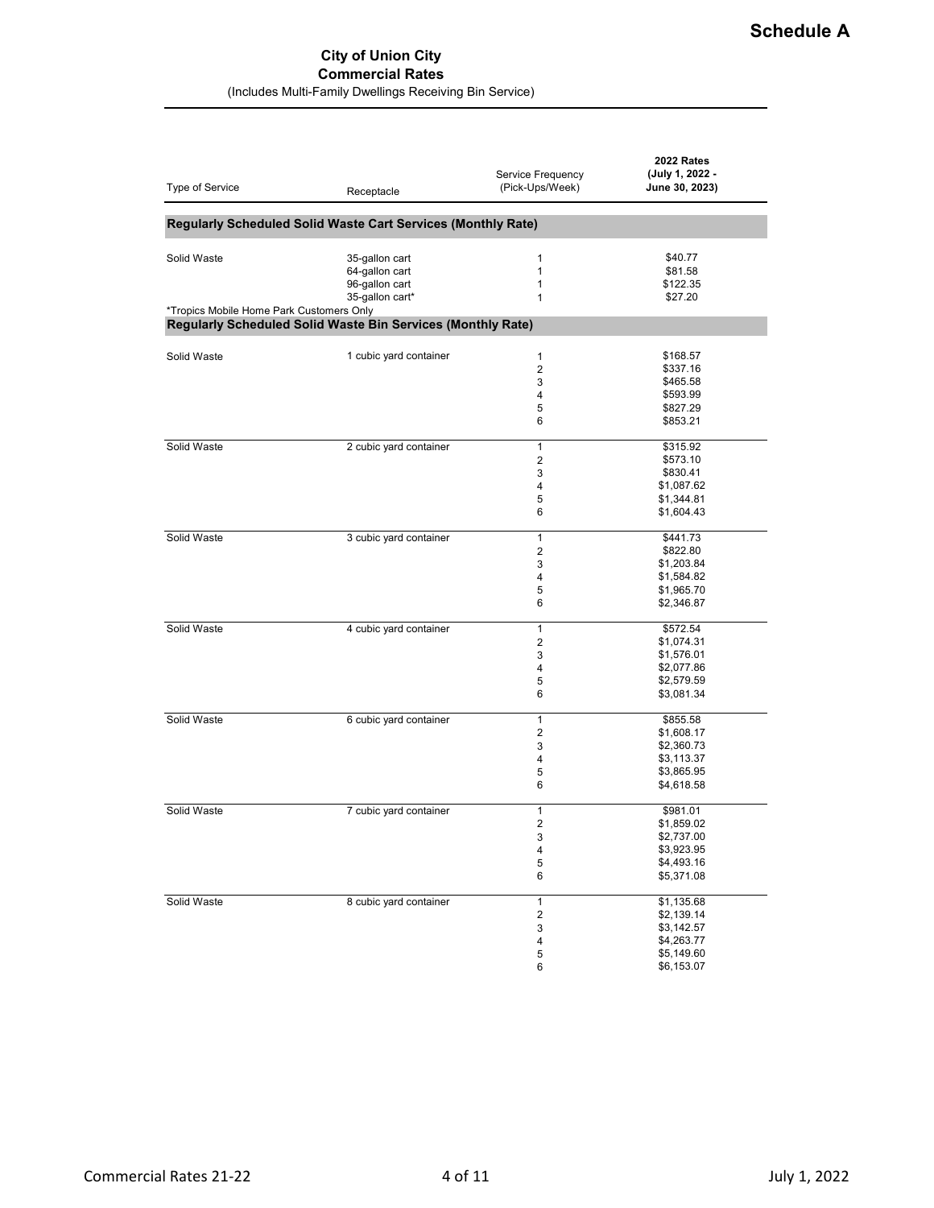**Schedule A**

# City of Union City
## Commercial Rates
(Includes Multi-Family Dwellings Receiving Bin Service)

| Type of Service | Receptacle | Service Frequency (Pick-Ups/Week) | 2022 Rates (July 1, 2022 - June 30, 2023) |
|---|---|---|---|
| **Regularly Scheduled Solid Waste Cart Services (Monthly Rate)** | | | |
| Solid Waste | 35-gallon cart | 1 | $40.77 |
| | 64-gallon cart | 1 | $81.58 |
| | 96-gallon cart | 1 | $122.35 |
| | 35-gallon cart* | 1 | $27.20 |
| *Tropics Mobile Home Park Customers Only | | | |
| **Regularly Scheduled Solid Waste Bin Services (Monthly Rate)** | | | |
| Solid Waste | 1 cubic yard container | 1 | $168.57 |
| | | 2 | $337.16 |
| | | 3 | $465.58 |
| | | 4 | $593.99 |
| | | 5 | $827.29 |
| | | 6 | $853.21 |
| Solid Waste | 2 cubic yard container | 1 | $315.92 |
| | | 2 | $573.10 |
| | | 3 | $830.41 |
| | | 4 | $1,087.62 |
| | | 5 | $1,344.81 |
| | | 6 | $1,604.43 |
| Solid Waste | 3 cubic yard container | 1 | $441.73 |
| | | 2 | $822.80 |
| | | 3 | $1,203.84 |
| | | 4 | $1,584.82 |
| | | 5 | $1,965.70 |
| | | 6 | $2,346.87 |
| Solid Waste | 4 cubic yard container | 1 | $572.54 |
| | | 2 | $1,074.31 |
| | | 3 | $1,576.01 |
| | | 4 | $2,077.86 |
| | | 5 | $2,579.59 |
| | | 6 | $3,081.34 |
| Solid Waste | 6 cubic yard container | 1 | $855.58 |
| | | 2 | $1,608.17 |
| | | 3 | $2,360.73 |
| | | 4 | $3,113.37 |
| | | 5 | $3,865.95 |
| | | 6 | $4,618.58 |
| Solid Waste | 7 cubic yard container | 1 | $981.01 |
| | | 2 | $1,859.02 |
| | | 3 | $2,737.00 |
| | | 4 | $3,923.95 |
| | | 5 | $4,493.16 |
| | | 6 | $5,371.08 |
| Solid Waste | 8 cubic yard container | 1 | $1,135.68 |
| | | 2 | $2,139.14 |
| | | 3 | $3,142.57 |
| | | 4 | $4,263.77 |
| | | 5 | $5,149.60 |
| | | 6 | $6,153.07 |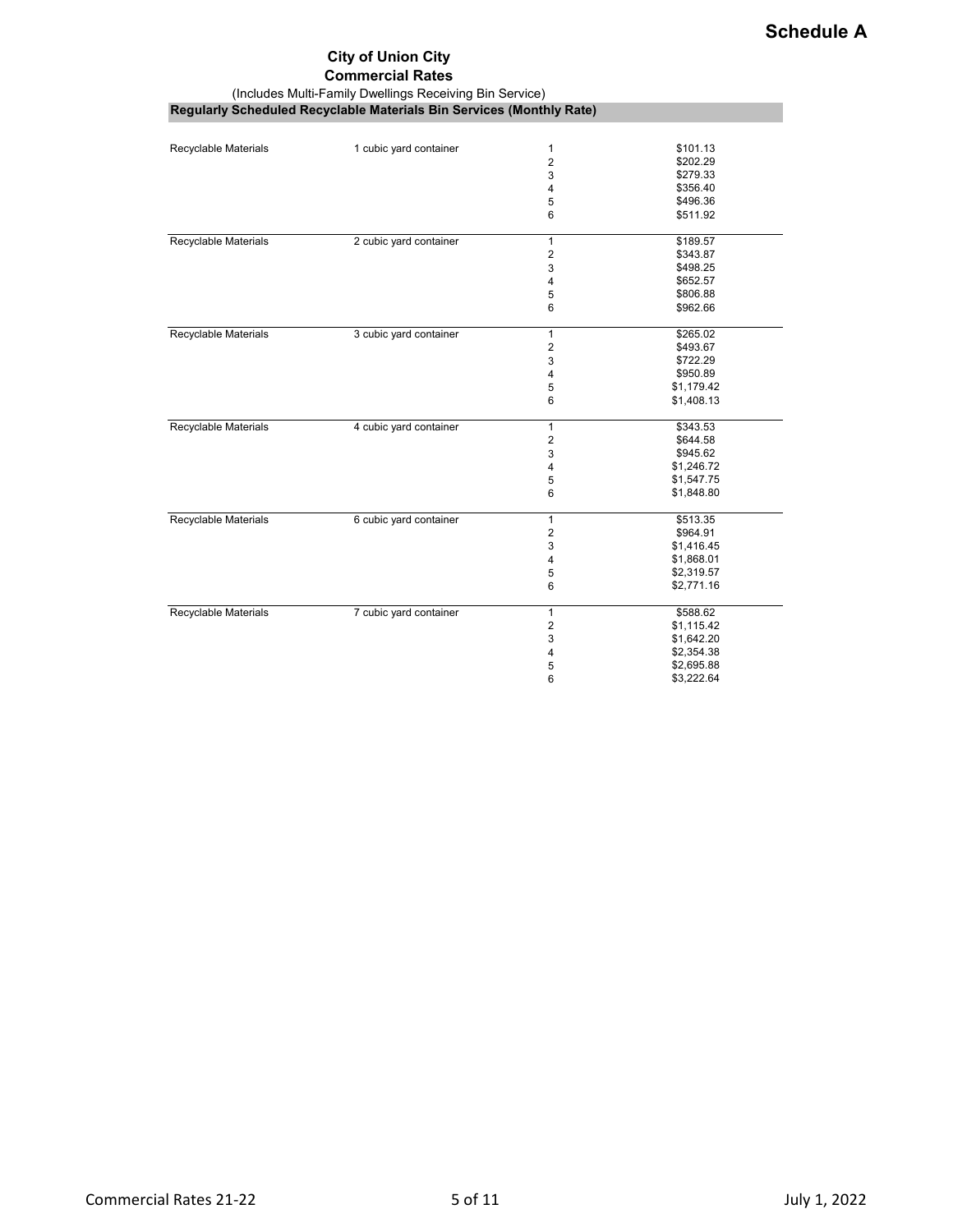**Schedule A**

**City of Union City**
**Commercial Rates**
(Includes Multi-Family Dwellings Receiving Bin Service)

**Regularly Scheduled Recyclable Materials Bin Services (Monthly Rate)**

| | | | |
|---|---|---|---|
| Recyclable Materials | 1 cubic yard container | 1 | $101.13 |
| | | 2 | $202.29 |
| | | 3 | $279.33 |
| | | 4 | $356.40 |
| | | 5 | $496.36 |
| | | 6 | $511.92 |
| Recyclable Materials | 2 cubic yard container | 1 | $189.57 |
| | | 2 | $343.87 |
| | | 3 | $498.25 |
| | | 4 | $652.57 |
| | | 5 | $806.88 |
| | | 6 | $962.66 |
| Recyclable Materials | 3 cubic yard container | 1 | $265.02 |
| | | 2 | $493.67 |
| | | 3 | $722.29 |
| | | 4 | $950.89 |
| | | 5 | $1,179.42 |
| | | 6 | $1,408.13 |
| Recyclable Materials | 4 cubic yard container | 1 | $343.53 |
| | | 2 | $644.58 |
| | | 3 | $945.62 |
| | | 4 | $1,246.72 |
| | | 5 | $1,547.75 |
| | | 6 | $1,848.80 |
| Recyclable Materials | 6 cubic yard container | 1 | $513.35 |
| | | 2 | $964.91 |
| | | 3 | $1,416.45 |
| | | 4 | $1,868.01 |
| | | 5 | $2,319.57 |
| | | 6 | $2,771.16 |
| Recyclable Materials | 7 cubic yard container | 1 | $588.62 |
| | | 2 | $1,115.42 |
| | | 3 | $1,642.20 |
| | | 4 | $2,354.38 |
| | | 5 | $2,695.88 |
| | | 6 | $3,222.64 |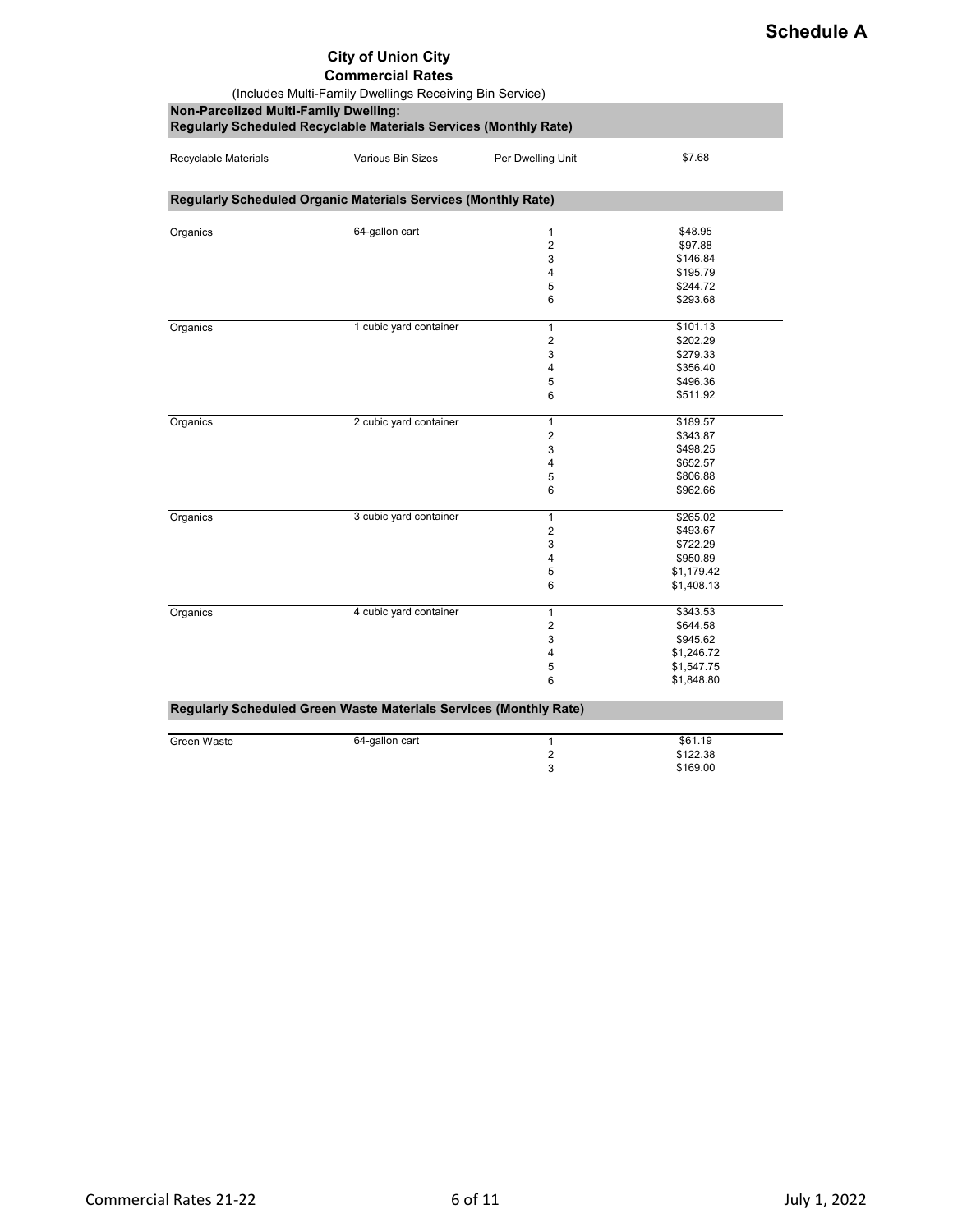# Schedule A

## City of Union City
## Commercial Rates

(Includes Multi-Family Dwellings Receiving Bin Service)

### Non-Parcelized Multi-Family Dwelling:
### Regularly Scheduled Recyclable Materials Services (Monthly Rate)

| | | | |
|---|---|---|---|
| Recyclable Materials | Various Bin Sizes | Per Dwelling Unit | $7.68 |

### Regularly Scheduled Organic Materials Services (Monthly Rate)

| | | | |
|---|---|---|---|
| Organics | 64-gallon cart | 1 | $48.95 |
| | | 2 | $97.88 |
| | | 3 | $146.84 |
| | | 4 | $195.79 |
| | | 5 | $244.72 |
| | | 6 | $293.68 |
| Organics | 1 cubic yard container | 1 | $101.13 |
| | | 2 | $202.29 |
| | | 3 | $279.33 |
| | | 4 | $356.40 |
| | | 5 | $496.36 |
| | | 6 | $511.92 |
| Organics | 2 cubic yard container | 1 | $189.57 |
| | | 2 | $343.87 |
| | | 3 | $498.25 |
| | | 4 | $652.57 |
| | | 5 | $806.88 |
| | | 6 | $962.66 |
| Organics | 3 cubic yard container | 1 | $265.02 |
| | | 2 | $493.67 |
| | | 3 | $722.29 |
| | | 4 | $950.89 |
| | | 5 | $1,179.42 |
| | | 6 | $1,408.13 |
| Organics | 4 cubic yard container | 1 | $343.53 |
| | | 2 | $644.58 |
| | | 3 | $945.62 |
| | | 4 | $1,246.72 |
| | | 5 | $1,547.75 |
| | | 6 | $1,848.80 |

### Regularly Scheduled Green Waste Materials Services (Monthly Rate)

| | | | |
|---|---|---|---|
| Green Waste | 64-gallon cart | 1 | $61.19 |
| | | 2 | $122.38 |
| | | 3 | $169.00 |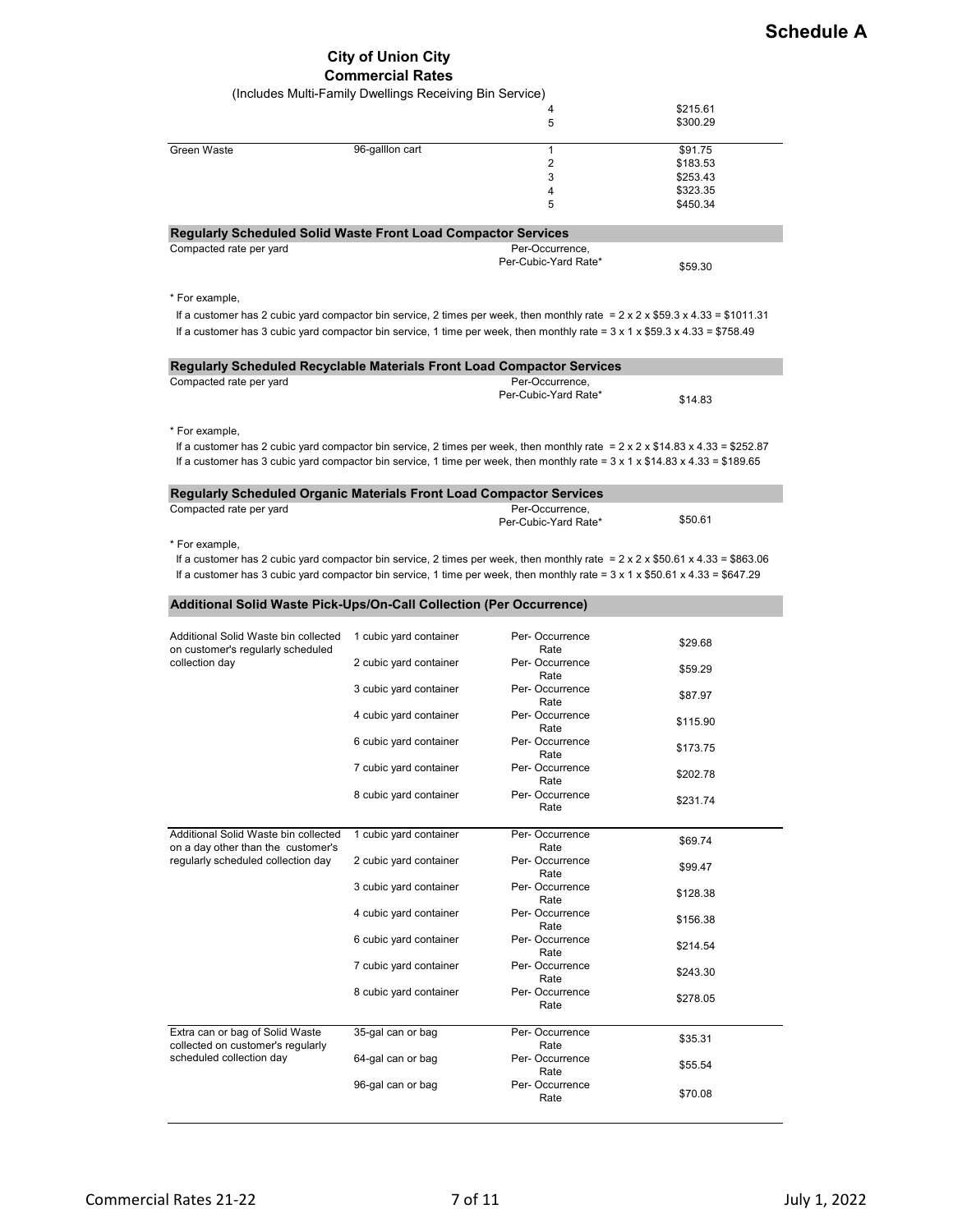# Schedule A

## City of Union City
## Commercial Rates

(Includes Multi-Family Dwellings Receiving Bin Service)

| | | | |
|---|---|---|---|
| | | 4 | $215.61 |
| | | 5 | $300.29 |
| Green Waste | 96-galllon cart | 1 | $91.75 |
| | | 2 | $183.53 |
| | | 3 | $253.43 |
| | | 4 | $323.35 |
| | | 5 | $450.34 |

### Regularly Scheduled Solid Waste Front Load Compactor Services

| | | |
|---|---|---|
| Compacted rate per yard | Per-Occurrence, Per-Cubic-Yard Rate* | $59.30 |

\* For example,

If a customer has 2 cubic yard compactor bin service, 2 times per week, then monthly rate = 2 x 2 x $59.3 x 4.33 = $1011.31

If a customer has 3 cubic yard compactor bin service, 1 time per week, then monthly rate = 3 x 1 x $59.3 x 4.33 = $758.49

### Regularly Scheduled Recyclable Materials Front Load Compactor Services

| | | |
|---|---|---|
| Compacted rate per yard | Per-Occurrence, Per-Cubic-Yard Rate* | $14.83 |

\* For example,

If a customer has 2 cubic yard compactor bin service, 2 times per week, then monthly rate = 2 x 2 x $14.83 x 4.33 = $252.87

If a customer has 3 cubic yard compactor bin service, 1 time per week, then monthly rate = 3 x 1 x $14.83 x 4.33 = $189.65

### Regularly Scheduled Organic Materials Front Load Compactor Services

| | | |
|---|---|---|
| Compacted rate per yard | Per-Occurrence, Per-Cubic-Yard Rate* | $50.61 |

\* For example,

If a customer has 2 cubic yard compactor bin service, 2 times per week, then monthly rate = 2 x 2 x $50.61 x 4.33 = $863.06

If a customer has 3 cubic yard compactor bin service, 1 time per week, then monthly rate = 3 x 1 x $50.61 x 4.33 = $647.29

### Additional Solid Waste Pick-Ups/On-Call Collection (Per Occurrence)

| | | | |
|---|---|---|---|
| Additional Solid Waste bin collected on customer's regularly scheduled collection day | 1 cubic yard container | Per- Occurrence Rate | $29.68 |
| | 2 cubic yard container | Per- Occurrence Rate | $59.29 |
| | 3 cubic yard container | Per- Occurrence Rate | $87.97 |
| | 4 cubic yard container | Per- Occurrence Rate | $115.90 |
| | 6 cubic yard container | Per- Occurrence Rate | $173.75 |
| | 7 cubic yard container | Per- Occurrence Rate | $202.78 |
| | 8 cubic yard container | Per- Occurrence Rate | $231.74 |
| Additional Solid Waste bin collected on a day other than the customer's regularly scheduled collection day | 1 cubic yard container | Per- Occurrence Rate | $69.74 |
| | 2 cubic yard container | Per- Occurrence Rate | $99.47 |
| | 3 cubic yard container | Per- Occurrence Rate | $128.38 |
| | 4 cubic yard container | Per- Occurrence Rate | $156.38 |
| | 6 cubic yard container | Per- Occurrence Rate | $214.54 |
| | 7 cubic yard container | Per- Occurrence Rate | $243.30 |
| | 8 cubic yard container | Per- Occurrence Rate | $278.05 |
| Extra can or bag of Solid Waste collected on customer's regularly scheduled collection day | 35-gal can or bag | Per- Occurrence Rate | $35.31 |
| | 64-gal can or bag | Per- Occurrence Rate | $55.54 |
| | 96-gal can or bag | Per- Occurrence Rate | $70.08 |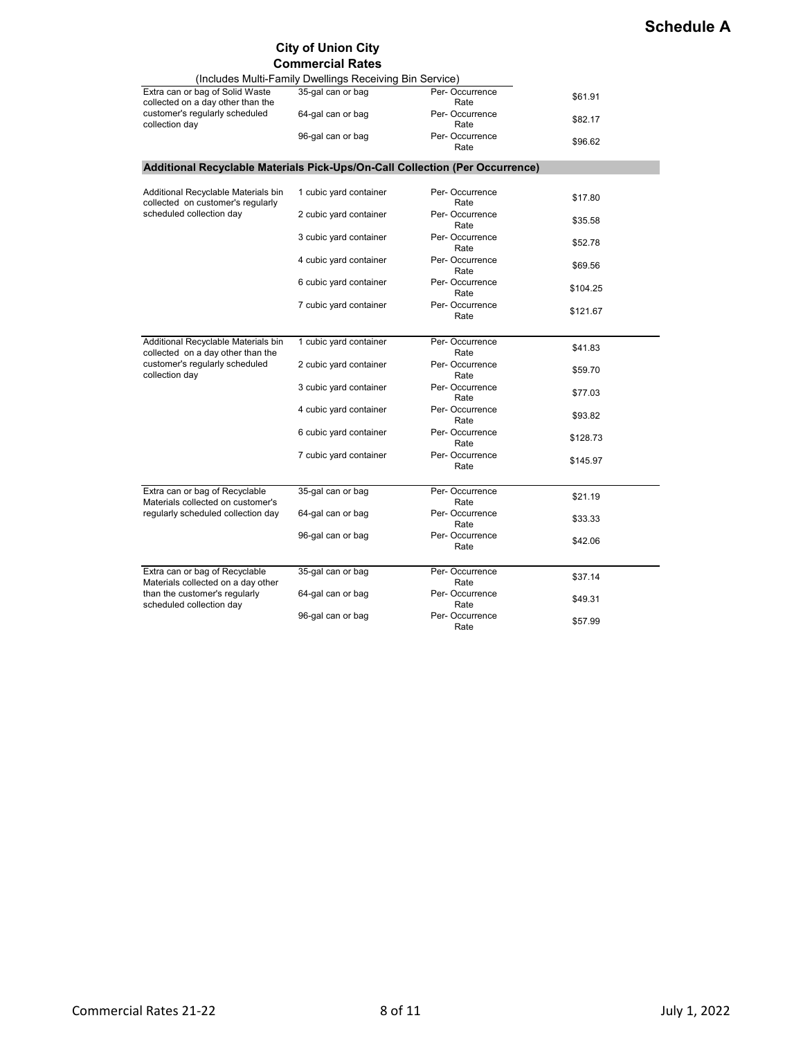**Schedule A**

**City of Union City**
**Commercial Rates**
(Includes Multi-Family Dwellings Receiving Bin Service)

| Service | Size | Rate Type | Rate |
|---|---|---|---|
| Extra can or bag of Solid Waste collected on a day other than the customer's regularly scheduled collection day | 35-gal can or bag | Per- Occurrence Rate | $61.91 |
| | 64-gal can or bag | Per- Occurrence Rate | $82.17 |
| | 96-gal can or bag | Per- Occurrence Rate | $96.62 |

**Additional Recyclable Materials Pick-Ups/On-Call Collection (Per Occurrence)**

| Service | Size | Rate Type | Rate |
|---|---|---|---|
| Additional Recyclable Materials bin collected on customer's regularly scheduled collection day | 1 cubic yard container | Per- Occurrence Rate | $17.80 |
| | 2 cubic yard container | Per- Occurrence Rate | $35.58 |
| | 3 cubic yard container | Per- Occurrence Rate | $52.78 |
| | 4 cubic yard container | Per- Occurrence Rate | $69.56 |
| | 6 cubic yard container | Per- Occurrence Rate | $104.25 |
| | 7 cubic yard container | Per- Occurrence Rate | $121.67 |
| Additional Recyclable Materials bin collected on a day other than the customer's regularly scheduled collection day | 1 cubic yard container | Per- Occurrence Rate | $41.83 |
| | 2 cubic yard container | Per- Occurrence Rate | $59.70 |
| | 3 cubic yard container | Per- Occurrence Rate | $77.03 |
| | 4 cubic yard container | Per- Occurrence Rate | $93.82 |
| | 6 cubic yard container | Per- Occurrence Rate | $128.73 |
| | 7 cubic yard container | Per- Occurrence Rate | $145.97 |
| Extra can or bag of Recyclable Materials collected on customer's regularly scheduled collection day | 35-gal can or bag | Per- Occurrence Rate | $21.19 |
| | 64-gal can or bag | Per- Occurrence Rate | $33.33 |
| | 96-gal can or bag | Per- Occurrence Rate | $42.06 |
| Extra can or bag of Recyclable Materials collected on a day other than the customer's regularly scheduled collection day | 35-gal can or bag | Per- Occurrence Rate | $37.14 |
| | 64-gal can or bag | Per- Occurrence Rate | $49.31 |
| | 96-gal can or bag | Per- Occurrence Rate | $57.99 |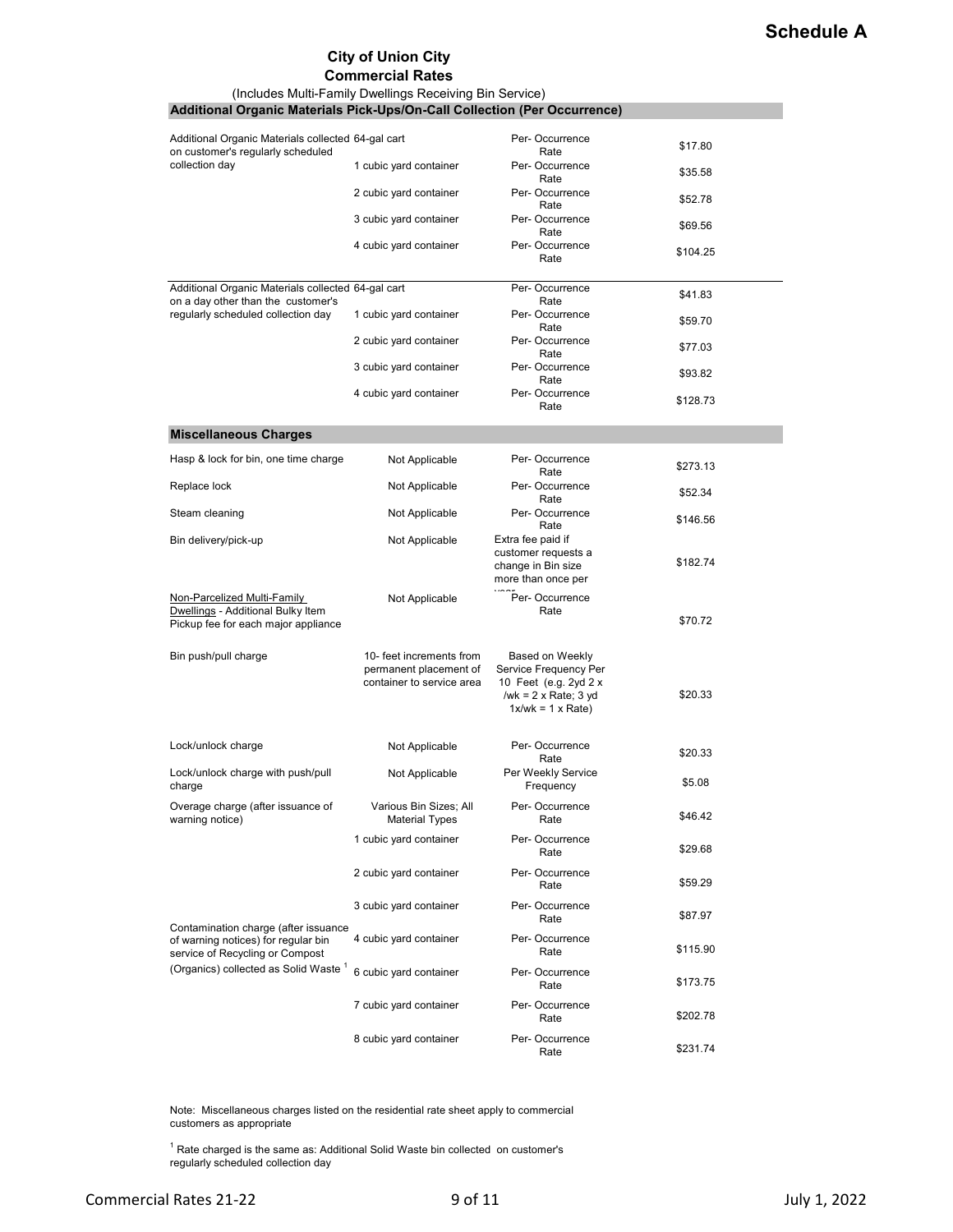**Schedule A**

## City of Union City
## Commercial Rates

(Includes Multi-Family Dwellings Receiving Bin Service)

### Additional Organic Materials Pick-Ups/On-Call Collection (Per Occurrence)

| | | | |
|---|---|---|---|
| Additional Organic Materials collected on customer's regularly scheduled collection day | 64-gal cart | Per- Occurrence Rate | $17.80 |
| | 1 cubic yard container | Per- Occurrence Rate | $35.58 |
| | 2 cubic yard container | Per- Occurrence Rate | $52.78 |
| | 3 cubic yard container | Per- Occurrence Rate | $69.56 |
| | 4 cubic yard container | Per- Occurrence Rate | $104.25 |
| Additional Organic Materials collected on a day other than the customer's regularly scheduled collection day | 64-gal cart | Per- Occurrence Rate | $41.83 |
| | 1 cubic yard container | Per- Occurrence Rate | $59.70 |
| | 2 cubic yard container | Per- Occurrence Rate | $77.03 |
| | 3 cubic yard container | Per- Occurrence Rate | $93.82 |
| | 4 cubic yard container | Per- Occurrence Rate | $128.73 |

### Miscellaneous Charges

| | | | |
|---|---|---|---|
| Hasp & lock for bin, one time charge | Not Applicable | Per- Occurrence Rate | $273.13 |
| Replace lock | Not Applicable | Per- Occurrence Rate | $52.34 |
| Steam cleaning | Not Applicable | Per- Occurrence Rate | $146.56 |
| Bin delivery/pick-up | Not Applicable | Extra fee paid if customer requests a change in Bin size more than once per year | $182.74 |
| Non-Parcelized Multi-Family Dwellings - Additional Bulky Item Pickup fee for each major appliance | Not Applicable | Per- Occurrence Rate | $70.72 |
| Bin push/pull charge | 10- feet increments from permanent placement of container to service area | Based on Weekly Service Frequency Per 10 Feet (e.g. 2yd 2 x /wk = 2 x Rate; 3 yd 1x/wk = 1 x Rate) | $20.33 |
| Lock/unlock charge | Not Applicable | Per- Occurrence Rate | $20.33 |
| Lock/unlock charge with push/pull charge | Not Applicable | Per Weekly Service Frequency | $5.08 |
| Overage charge (after issuance of warning notice) | Various Bin Sizes; All Material Types | Per- Occurrence Rate | $46.42 |
| Contamination charge (after issuance of warning notices) for regular bin service of Recycling or Compost (Organics) collected as Solid Waste [1] | 1 cubic yard container | Per- Occurrence Rate | $29.68 |
| | 2 cubic yard container | Per- Occurrence Rate | $59.29 |
| | 3 cubic yard container | Per- Occurrence Rate | $87.97 |
| | 4 cubic yard container | Per- Occurrence Rate | $115.90 |
| | 6 cubic yard container | Per- Occurrence Rate | $173.75 |
| | 7 cubic yard container | Per- Occurrence Rate | $202.78 |
| | 8 cubic yard container | Per- Occurrence Rate | $231.74 |

Note: Miscellaneous charges listed on the residential rate sheet apply to commercial customers as appropriate

[1] Rate charged is the same as: Additional Solid Waste bin collected on customer's regularly scheduled collection day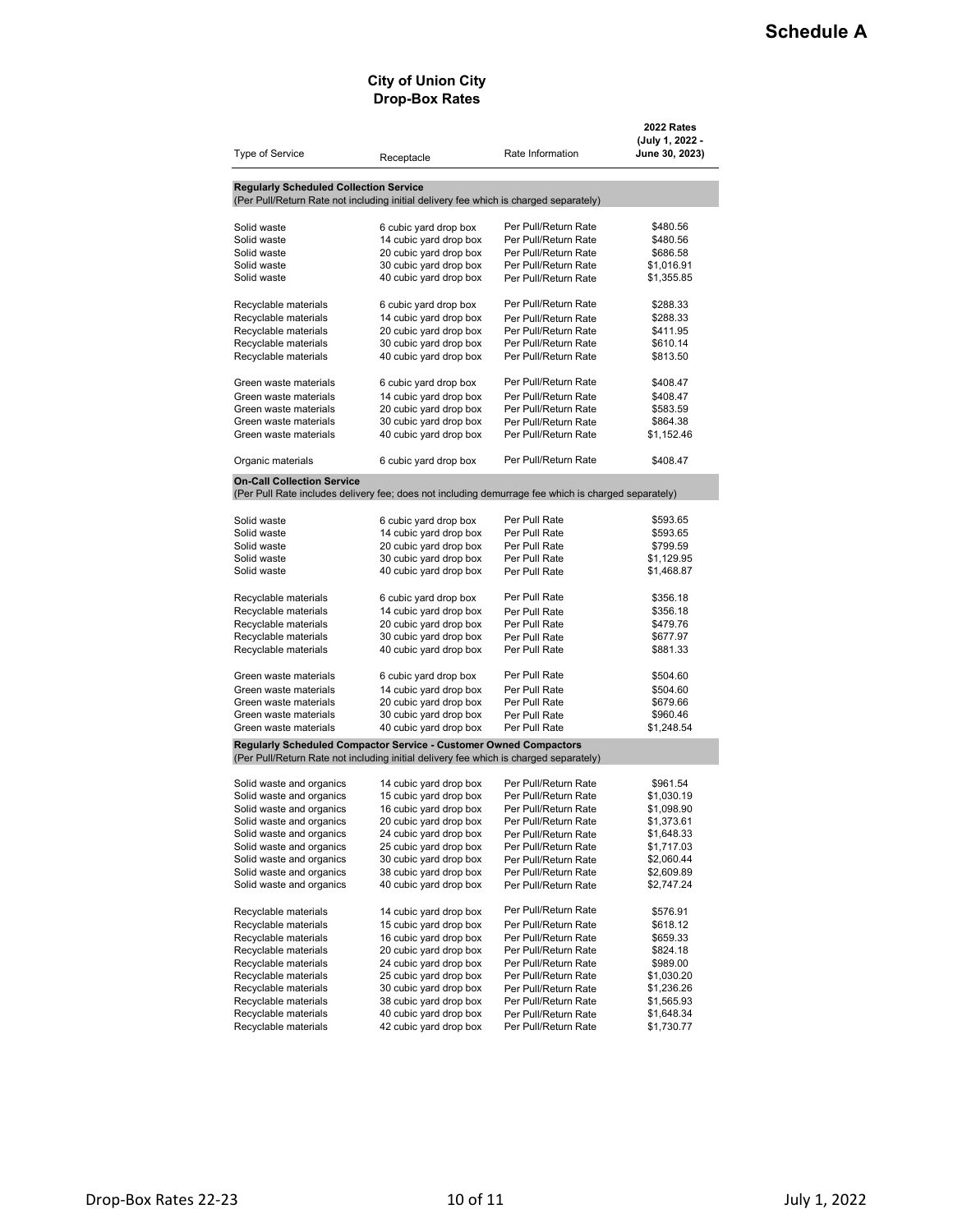# Schedule A

## City of Union City
## Drop-Box Rates

| Type of Service | Receptacle | Rate Information | 2022 Rates (July 1, 2022 - June 30, 2023) |
|---|---|---|---|
| **Regularly Scheduled Collection Service** | | | |
| (Per Pull/Return Rate not including initial delivery fee which is charged separately) | | | |
| Solid waste | 6 cubic yard drop box | Per Pull/Return Rate | $480.56 |
| Solid waste | 14 cubic yard drop box | Per Pull/Return Rate | $480.56 |
| Solid waste | 20 cubic yard drop box | Per Pull/Return Rate | $686.58 |
| Solid waste | 30 cubic yard drop box | Per Pull/Return Rate | $1,016.91 |
| Solid waste | 40 cubic yard drop box | Per Pull/Return Rate | $1,355.85 |
| Recyclable materials | 6 cubic yard drop box | Per Pull/Return Rate | $288.33 |
| Recyclable materials | 14 cubic yard drop box | Per Pull/Return Rate | $288.33 |
| Recyclable materials | 20 cubic yard drop box | Per Pull/Return Rate | $411.95 |
| Recyclable materials | 30 cubic yard drop box | Per Pull/Return Rate | $610.14 |
| Recyclable materials | 40 cubic yard drop box | Per Pull/Return Rate | $813.50 |
| Green waste materials | 6 cubic yard drop box | Per Pull/Return Rate | $408.47 |
| Green waste materials | 14 cubic yard drop box | Per Pull/Return Rate | $408.47 |
| Green waste materials | 20 cubic yard drop box | Per Pull/Return Rate | $583.59 |
| Green waste materials | 30 cubic yard drop box | Per Pull/Return Rate | $864.38 |
| Green waste materials | 40 cubic yard drop box | Per Pull/Return Rate | $1,152.46 |
| Organic materials | 6 cubic yard drop box | Per Pull/Return Rate | $408.47 |
| **On-Call Collection Service** | | | |
| (Per Pull Rate includes delivery fee; does not including demurrage fee which is charged separately) | | | |
| Solid waste | 6 cubic yard drop box | Per Pull Rate | $593.65 |
| Solid waste | 14 cubic yard drop box | Per Pull Rate | $593.65 |
| Solid waste | 20 cubic yard drop box | Per Pull Rate | $799.59 |
| Solid waste | 30 cubic yard drop box | Per Pull Rate | $1,129.95 |
| Solid waste | 40 cubic yard drop box | Per Pull Rate | $1,468.87 |
| Recyclable materials | 6 cubic yard drop box | Per Pull Rate | $356.18 |
| Recyclable materials | 14 cubic yard drop box | Per Pull Rate | $356.18 |
| Recyclable materials | 20 cubic yard drop box | Per Pull Rate | $479.76 |
| Recyclable materials | 30 cubic yard drop box | Per Pull Rate | $677.97 |
| Recyclable materials | 40 cubic yard drop box | Per Pull Rate | $881.33 |
| Green waste materials | 6 cubic yard drop box | Per Pull Rate | $504.60 |
| Green waste materials | 14 cubic yard drop box | Per Pull Rate | $504.60 |
| Green waste materials | 20 cubic yard drop box | Per Pull Rate | $679.66 |
| Green waste materials | 30 cubic yard drop box | Per Pull Rate | $960.46 |
| Green waste materials | 40 cubic yard drop box | Per Pull Rate | $1,248.54 |
| **Regularly Scheduled Compactor Service - Customer Owned Compactors** | | | |
| (Per Pull/Return Rate not including initial delivery fee which is charged separately) | | | |
| Solid waste and organics | 14 cubic yard drop box | Per Pull/Return Rate | $961.54 |
| Solid waste and organics | 15 cubic yard drop box | Per Pull/Return Rate | $1,030.19 |
| Solid waste and organics | 16 cubic yard drop box | Per Pull/Return Rate | $1,098.90 |
| Solid waste and organics | 20 cubic yard drop box | Per Pull/Return Rate | $1,373.61 |
| Solid waste and organics | 24 cubic yard drop box | Per Pull/Return Rate | $1,648.33 |
| Solid waste and organics | 25 cubic yard drop box | Per Pull/Return Rate | $1,717.03 |
| Solid waste and organics | 30 cubic yard drop box | Per Pull/Return Rate | $2,060.44 |
| Solid waste and organics | 38 cubic yard drop box | Per Pull/Return Rate | $2,609.89 |
| Solid waste and organics | 40 cubic yard drop box | Per Pull/Return Rate | $2,747.24 |
| Recyclable materials | 14 cubic yard drop box | Per Pull/Return Rate | $576.91 |
| Recyclable materials | 15 cubic yard drop box | Per Pull/Return Rate | $618.12 |
| Recyclable materials | 16 cubic yard drop box | Per Pull/Return Rate | $659.33 |
| Recyclable materials | 20 cubic yard drop box | Per Pull/Return Rate | $824.18 |
| Recyclable materials | 24 cubic yard drop box | Per Pull/Return Rate | $989.00 |
| Recyclable materials | 25 cubic yard drop box | Per Pull/Return Rate | $1,030.20 |
| Recyclable materials | 30 cubic yard drop box | Per Pull/Return Rate | $1,236.26 |
| Recyclable materials | 38 cubic yard drop box | Per Pull/Return Rate | $1,565.93 |
| Recyclable materials | 40 cubic yard drop box | Per Pull/Return Rate | $1,648.34 |
| Recyclable materials | 42 cubic yard drop box | Per Pull/Return Rate | $1,730.77 |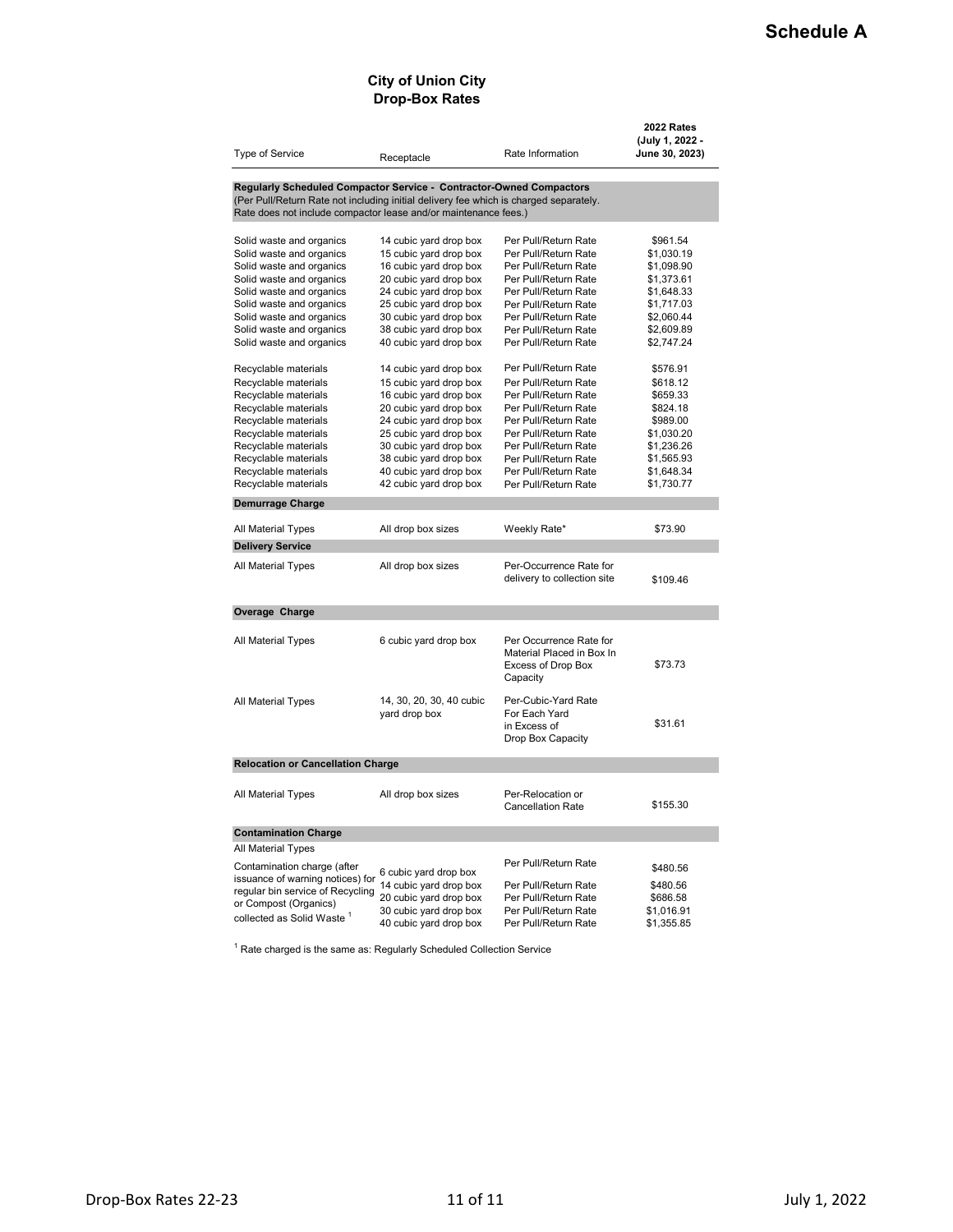# Schedule A

## City of Union City
## Drop-Box Rates

| Type of Service | Receptacle | Rate Information | 2022 Rates (July 1, 2022 - June 30, 2023) |
|---|---|---|---|
| **Regularly Scheduled Compactor Service - Contractor-Owned Compactors** (Per Pull/Return Rate not including initial delivery fee which is charged separately. Rate does not include compactor lease and/or maintenance fees.) | | | |
| Solid waste and organics | 14 cubic yard drop box | Per Pull/Return Rate | $961.54 |
| Solid waste and organics | 15 cubic yard drop box | Per Pull/Return Rate | $1,030.19 |
| Solid waste and organics | 16 cubic yard drop box | Per Pull/Return Rate | $1,098.90 |
| Solid waste and organics | 20 cubic yard drop box | Per Pull/Return Rate | $1,373.61 |
| Solid waste and organics | 24 cubic yard drop box | Per Pull/Return Rate | $1,648.33 |
| Solid waste and organics | 25 cubic yard drop box | Per Pull/Return Rate | $1,717.03 |
| Solid waste and organics | 30 cubic yard drop box | Per Pull/Return Rate | $2,060.44 |
| Solid waste and organics | 38 cubic yard drop box | Per Pull/Return Rate | $2,609.89 |
| Solid waste and organics | 40 cubic yard drop box | Per Pull/Return Rate | $2,747.24 |
| Recyclable materials | 14 cubic yard drop box | Per Pull/Return Rate | $576.91 |
| Recyclable materials | 15 cubic yard drop box | Per Pull/Return Rate | $618.12 |
| Recyclable materials | 16 cubic yard drop box | Per Pull/Return Rate | $659.33 |
| Recyclable materials | 20 cubic yard drop box | Per Pull/Return Rate | $824.18 |
| Recyclable materials | 24 cubic yard drop box | Per Pull/Return Rate | $989.00 |
| Recyclable materials | 25 cubic yard drop box | Per Pull/Return Rate | $1,030.20 |
| Recyclable materials | 30 cubic yard drop box | Per Pull/Return Rate | $1,236.26 |
| Recyclable materials | 38 cubic yard drop box | Per Pull/Return Rate | $1,565.93 |
| Recyclable materials | 40 cubic yard drop box | Per Pull/Return Rate | $1,648.34 |
| Recyclable materials | 42 cubic yard drop box | Per Pull/Return Rate | $1,730.77 |
| **Demurrage Charge** | | | |
| All Material Types | All drop box sizes | Weekly Rate* | $73.90 |
| **Delivery Service** | | | |
| All Material Types | All drop box sizes | Per-Occurrence Rate for delivery to collection site | $109.46 |
| **Overage Charge** | | | |
| All Material Types | 6 cubic yard drop box | Per Occurrence Rate for Material Placed in Box In Excess of Drop Box Capacity | $73.73 |
| All Material Types | 14, 30, 20, 30, 40 cubic yard drop box | Per-Cubic-Yard Rate For Each Yard in Excess of Drop Box Capacity | $31.61 |
| **Relocation or Cancellation Charge** | | | |
| All Material Types | All drop box sizes | Per-Relocation or Cancellation Rate | $155.30 |
| **Contamination Charge** | | | |
| All Material Types | | | |
| Contamination charge (after issuance of warning notices) for regular bin service of Recycling or Compost (Organics) collected as Solid Waste [1] | 6 cubic yard drop box | Per Pull/Return Rate | $480.56 |
| | 14 cubic yard drop box | Per Pull/Return Rate | $480.56 |
| | 20 cubic yard drop box | Per Pull/Return Rate | $686.58 |
| | 30 cubic yard drop box | Per Pull/Return Rate | $1,016.91 |
| | 40 cubic yard drop box | Per Pull/Return Rate | $1,355.85 |

[1] Rate charged is the same as: Regularly Scheduled Collection Service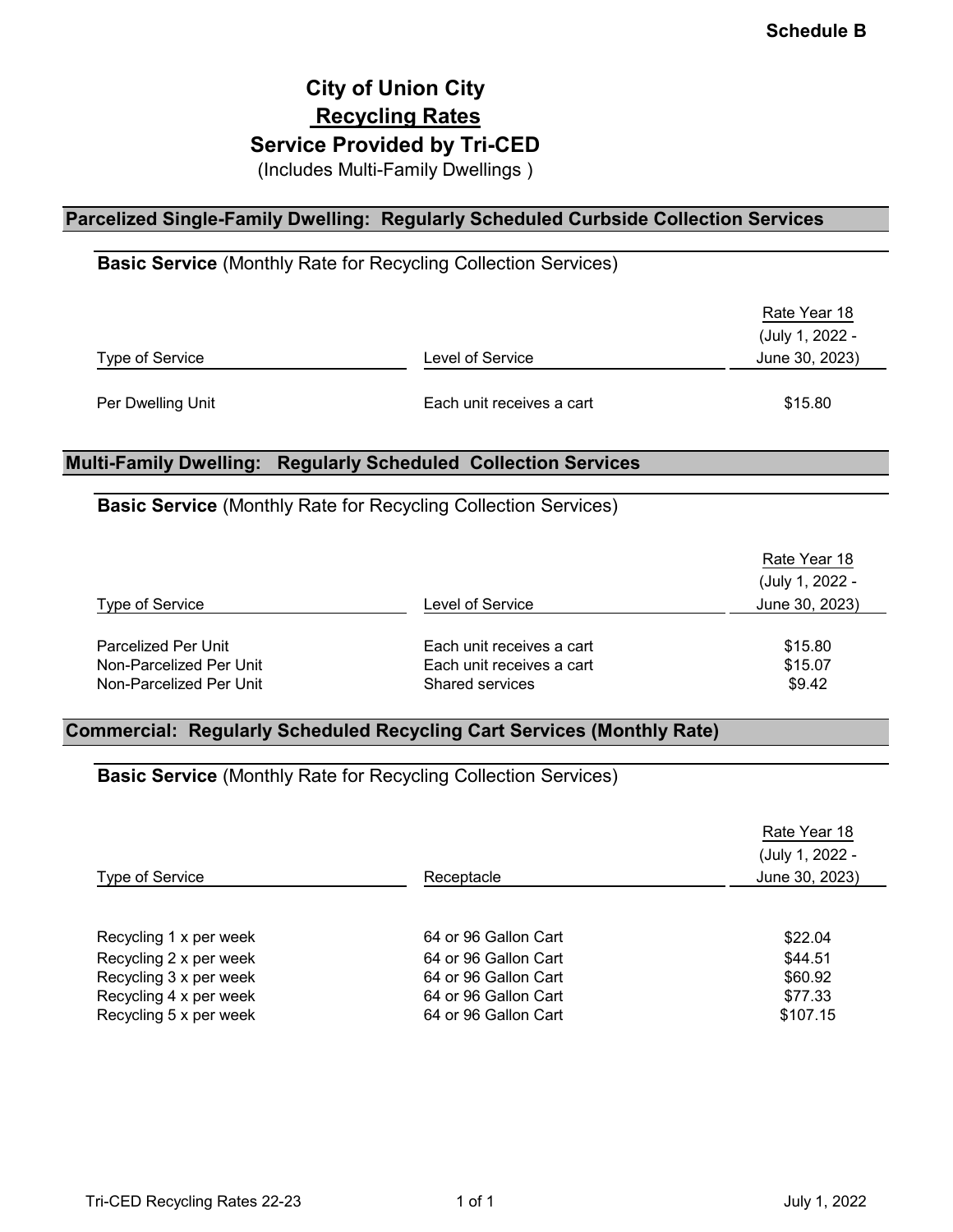**Schedule B**

# City of Union City
## Recycling Rates
## Service Provided by Tri-CED
(Includes Multi-Family Dwellings )

### Parcelized Single-Family Dwelling: Regularly Scheduled Curbside Collection Services

**Basic Service** (Monthly Rate for Recycling Collection Services)

| Type of Service | Level of Service | Rate Year 18 (July 1, 2022 - June 30, 2023) |
|---|---|---|
| Per Dwelling Unit | Each unit receives a cart | $15.80 |

### Multi-Family Dwelling: Regularly Scheduled Collection Services

**Basic Service** (Monthly Rate for Recycling Collection Services)

| Type of Service | Level of Service | Rate Year 18 (July 1, 2022 - June 30, 2023) |
|---|---|---|
| Parcelized Per Unit | Each unit receives a cart | $15.80 |
| Non-Parcelized Per Unit | Each unit receives a cart | $15.07 |
| Non-Parcelized Per Unit | Shared services | $9.42 |

### Commercial: Regularly Scheduled Recycling Cart Services (Monthly Rate)

**Basic Service** (Monthly Rate for Recycling Collection Services)

| Type of Service | Receptacle | Rate Year 18 (July 1, 2022 - June 30, 2023) |
|---|---|---|
| Recycling 1 x per week | 64 or 96 Gallon Cart | $22.04 |
| Recycling 2 x per week | 64 or 96 Gallon Cart | $44.51 |
| Recycling 3 x per week | 64 or 96 Gallon Cart | $60.92 |
| Recycling 4 x per week | 64 or 96 Gallon Cart | $77.33 |
| Recycling 5 x per week | 64 or 96 Gallon Cart | $107.15 |